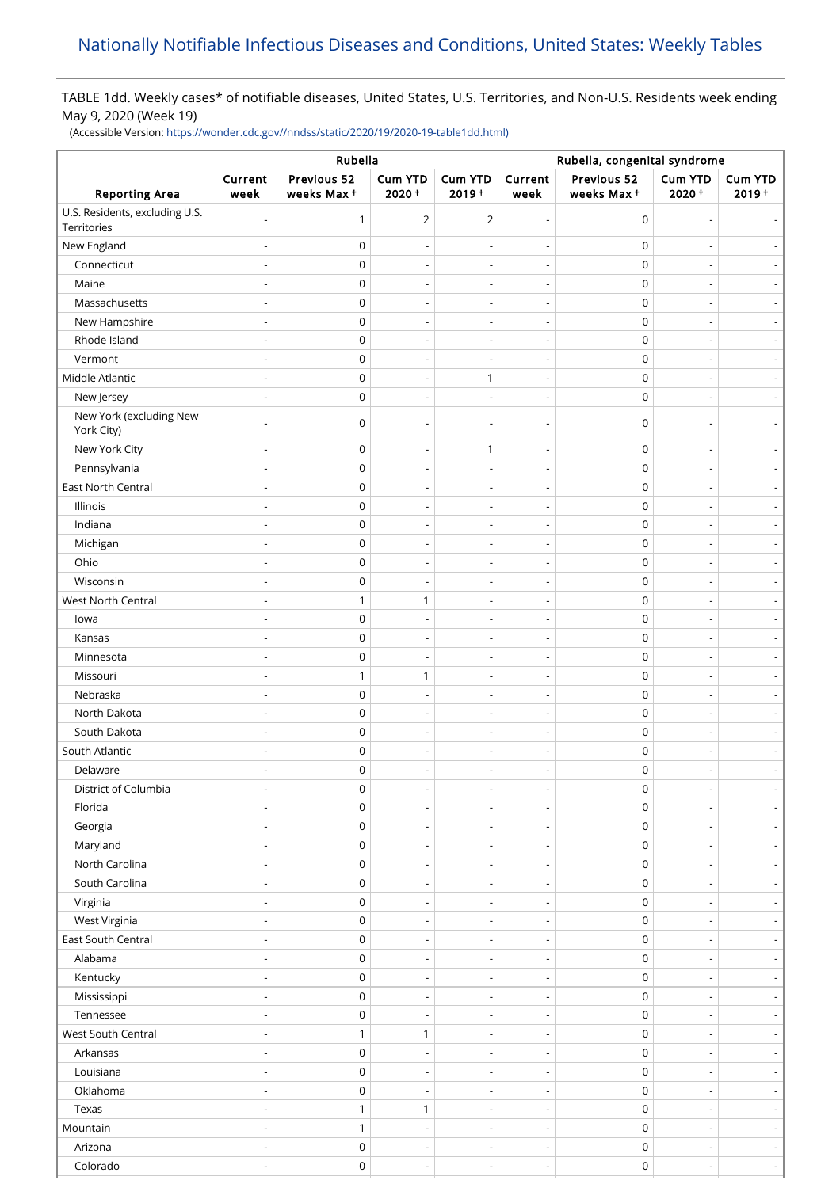# Nationally Notifiable Infectious Diseases and Conditions, United States: Weekly Tables

TABLE 1dd. Weekly cases* of notifiable diseases, United States, U.S. Territories, and Non-U.S. Residents week ending May 9, 2020 (Week 19)

(Accessible Version: https://wonder.cdc.gov//nndss/static/2020/19/2020-19-table1dd.html)

| Reporting Area | Rubella | | | | Rubella, congenital syndrome | | | |
|---|---|---|---|---|---|---|---|---|
| | Current week | Previous 52 weeks Max † | Cum YTD 2020 † | Cum YTD 2019 † | Current week | Previous 52 weeks Max † | Cum YTD 2020 † | Cum YTD 2019 † |
| U.S. Residents, excluding U.S. Territories | - | 1 | 2 | 2 | - | 0 | - | - |
| New England | - | 0 | - | - | - | 0 | - | - |
| Connecticut | - | 0 | - | - | - | 0 | - | - |
| Maine | - | 0 | - | - | - | 0 | - | - |
| Massachusetts | - | 0 | - | - | - | 0 | - | - |
| New Hampshire | - | 0 | - | - | - | 0 | - | - |
| Rhode Island | - | 0 | - | - | - | 0 | - | - |
| Vermont | - | 0 | - | - | - | 0 | - | - |
| Middle Atlantic | - | 0 | - | 1 | - | 0 | - | - |
| New Jersey | - | 0 | - | - | - | 0 | - | - |
| New York (excluding New York City) | - | 0 | - | - | - | 0 | - | - |
| New York City | - | 0 | - | 1 | - | 0 | - | - |
| Pennsylvania | - | 0 | - | - | - | 0 | - | - |
| East North Central | - | 0 | - | - | - | 0 | - | - |
| Illinois | - | 0 | - | - | - | 0 | - | - |
| Indiana | - | 0 | - | - | - | 0 | - | - |
| Michigan | - | 0 | - | - | - | 0 | - | - |
| Ohio | - | 0 | - | - | - | 0 | - | - |
| Wisconsin | - | 0 | - | - | - | 0 | - | - |
| West North Central | - | 1 | 1 | - | - | 0 | - | - |
| Iowa | - | 0 | - | - | - | 0 | - | - |
| Kansas | - | 0 | - | - | - | 0 | - | - |
| Minnesota | - | 0 | - | - | - | 0 | - | - |
| Missouri | - | 1 | 1 | - | - | 0 | - | - |
| Nebraska | - | 0 | - | - | - | 0 | - | - |
| North Dakota | - | 0 | - | - | - | 0 | - | - |
| South Dakota | - | 0 | - | - | - | 0 | - | - |
| South Atlantic | - | 0 | - | - | - | 0 | - | - |
| Delaware | - | 0 | - | - | - | 0 | - | - |
| District of Columbia | - | 0 | - | - | - | 0 | - | - |
| Florida | - | 0 | - | - | - | 0 | - | - |
| Georgia | - | 0 | - | - | - | 0 | - | - |
| Maryland | - | 0 | - | - | - | 0 | - | - |
| North Carolina | - | 0 | - | - | - | 0 | - | - |
| South Carolina | - | 0 | - | - | - | 0 | - | - |
| Virginia | - | 0 | - | - | - | 0 | - | - |
| West Virginia | - | 0 | - | - | - | 0 | - | - |
| East South Central | - | 0 | - | - | - | 0 | - | - |
| Alabama | - | 0 | - | - | - | 0 | - | - |
| Kentucky | - | 0 | - | - | - | 0 | - | - |
| Mississippi | - | 0 | - | - | - | 0 | - | - |
| Tennessee | - | 0 | - | - | - | 0 | - | - |
| West South Central | - | 1 | 1 | - | - | 0 | - | - |
| Arkansas | - | 0 | - | - | - | 0 | - | - |
| Louisiana | - | 0 | - | - | - | 0 | - | - |
| Oklahoma | - | 0 | - | - | - | 0 | - | - |
| Texas | - | 1 | 1 | - | - | 0 | - | - |
| Mountain | - | 1 | - | - | - | 0 | - | - |
| Arizona | - | 0 | - | - | - | 0 | - | - |
| Colorado | - | 0 | - | - | - | 0 | - | - |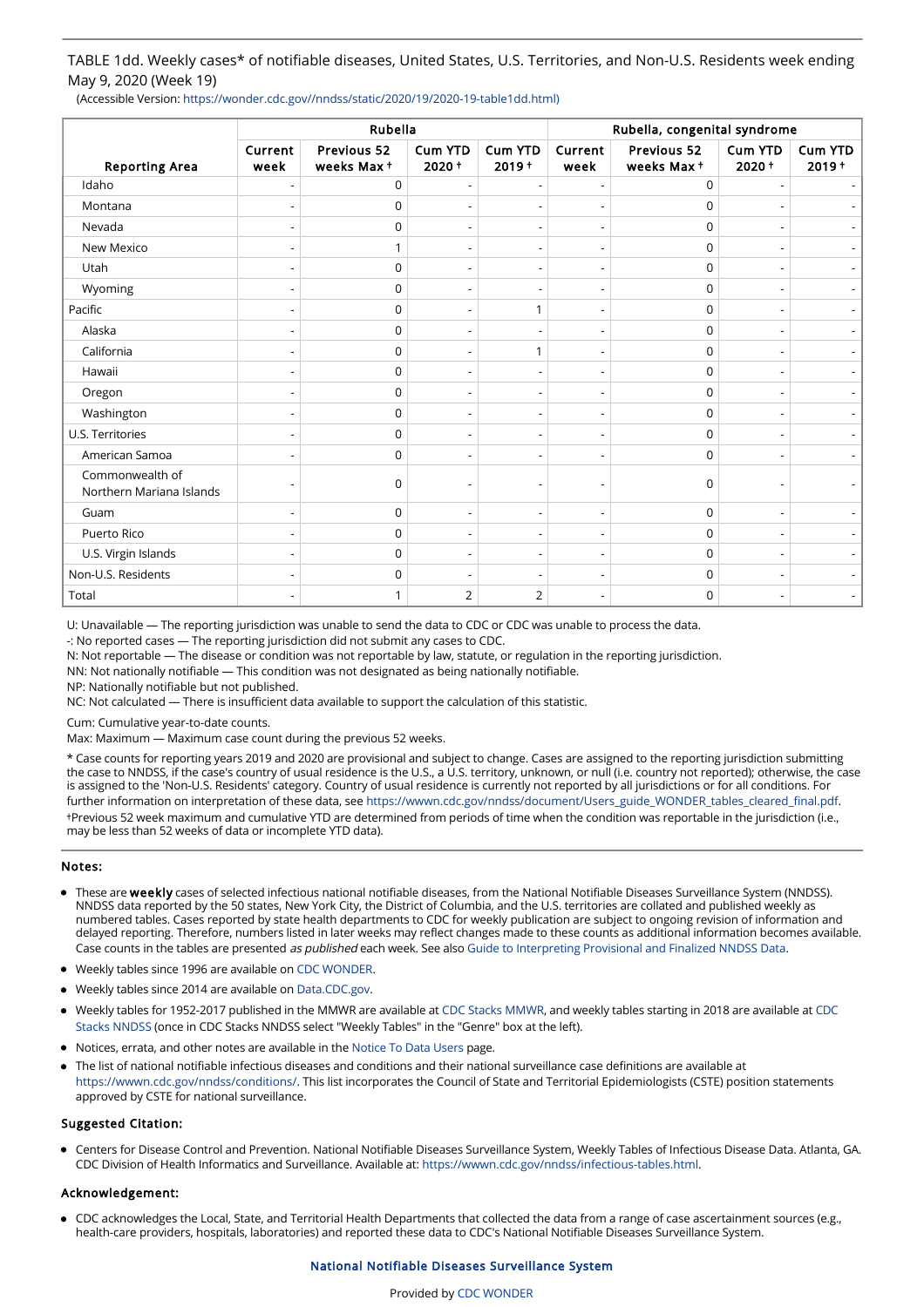TABLE 1dd. Weekly cases* of notifiable diseases, United States, U.S. Territories, and Non-U.S. Residents week ending May 9, 2020 (Week 19)

(Accessible Version: https://wonder.cdc.gov//nndss/static/2020/19/2020-19-table1dd.html)

| | Rubella | | | | Rubella, congenital syndrome | | | |
|---|---|---|---|---|---|---|---|---|
| Reporting Area | Current week | Previous 52 weeks Max † | Cum YTD 2020 † | Cum YTD 2019 † | Current week | Previous 52 weeks Max † | Cum YTD 2020 † | Cum YTD 2019 † |
| Idaho | - | 0 | - | - | - | 0 | - | - |
| Montana | - | 0 | - | - | - | 0 | - | - |
| Nevada | - | 0 | - | - | - | 0 | - | - |
| New Mexico | - | 1 | - | - | - | 0 | - | - |
| Utah | - | 0 | - | - | - | 0 | - | - |
| Wyoming | - | 0 | - | - | - | 0 | - | - |
| Pacific | - | 0 | - | 1 | - | 0 | - | - |
| Alaska | - | 0 | - | - | - | 0 | - | - |
| California | - | 0 | - | 1 | - | 0 | - | - |
| Hawaii | - | 0 | - | - | - | 0 | - | - |
| Oregon | - | 0 | - | - | - | 0 | - | - |
| Washington | - | 0 | - | - | - | 0 | - | - |
| U.S. Territories | - | 0 | - | - | - | 0 | - | - |
| American Samoa | - | 0 | - | - | - | 0 | - | - |
| Commonwealth of Northern Mariana Islands | - | 0 | - | - | - | 0 | - | - |
| Guam | - | 0 | - | - | - | 0 | - | - |
| Puerto Rico | - | 0 | - | - | - | 0 | - | - |
| U.S. Virgin Islands | - | 0 | - | - | - | 0 | - | - |
| Non-U.S. Residents | - | 0 | - | - | - | 0 | - | - |
| Total | - | 1 | 2 | 2 | - | 0 | - | - |

U: Unavailable — The reporting jurisdiction was unable to send the data to CDC or CDC was unable to process the data.

-: No reported cases — The reporting jurisdiction did not submit any cases to CDC.

N: Not reportable — The disease or condition was not reportable by law, statute, or regulation in the reporting jurisdiction.

NN: Not nationally notifiable — This condition was not designated as being nationally notifiable.

NP: Nationally notifiable but not published.

NC: Not calculated — There is insufficient data available to support the calculation of this statistic.

Cum: Cumulative year-to-date counts.

Max: Maximum — Maximum case count during the previous 52 weeks.

* Case counts for reporting years 2019 and 2020 are provisional and subject to change. Cases are assigned to the reporting jurisdiction submitting the case to NNDSS, if the case's country of usual residence is the U.S., a U.S. territory, unknown, or null (i.e. country not reported); otherwise, the case is assigned to the 'Non-U.S. Residents' category. Country of usual residence is currently not reported by all jurisdictions or for all conditions. For further information on interpretation of these data, see https://wwwn.cdc.gov/nndss/document/Users_guide_WONDER_tables_cleared_final.pdf.

†Previous 52 week maximum and cumulative YTD are determined from periods of time when the condition was reportable in the jurisdiction (i.e., may be less than 52 weeks of data or incomplete YTD data).

### Notes:

- These are **weekly** cases of selected infectious national notifiable diseases, from the National Notifiable Diseases Surveillance System (NNDSS). NNDSS data reported by the 50 states, New York City, the District of Columbia, and the U.S. territories are collated and published weekly as numbered tables. Cases reported by state health departments to CDC for weekly publication are subject to ongoing revision of information and delayed reporting. Therefore, numbers listed in later weeks may reflect changes made to these counts as additional information becomes available. Case counts in the tables are presented *as published* each week. See also Guide to Interpreting Provisional and Finalized NNDSS Data.
- Weekly tables since 1996 are available on CDC WONDER.
- Weekly tables since 2014 are available on Data.CDC.gov.
- Weekly tables for 1952-2017 published in the MMWR are available at CDC Stacks MMWR, and weekly tables starting in 2018 are available at CDC Stacks NNDSS (once in CDC Stacks NNDSS select "Weekly Tables" in the "Genre" box at the left).
- Notices, errata, and other notes are available in the Notice To Data Users page.
- The list of national notifiable infectious diseases and conditions and their national surveillance case definitions are available at https://wwwn.cdc.gov/nndss/conditions/. This list incorporates the Council of State and Territorial Epidemiologists (CSTE) position statements approved by CSTE for national surveillance.

### Suggested Citation:

- Centers for Disease Control and Prevention. National Notifiable Diseases Surveillance System, Weekly Tables of Infectious Disease Data. Atlanta, GA. CDC Division of Health Informatics and Surveillance. Available at: https://wwwn.cdc.gov/nndss/infectious-tables.html.

### Acknowledgement:

- CDC acknowledges the Local, State, and Territorial Health Departments that collected the data from a range of case ascertainment sources (e.g., health-care providers, hospitals, laboratories) and reported these data to CDC's National Notifiable Diseases Surveillance System.

National Notifiable Diseases Surveillance System

Provided by CDC WONDER